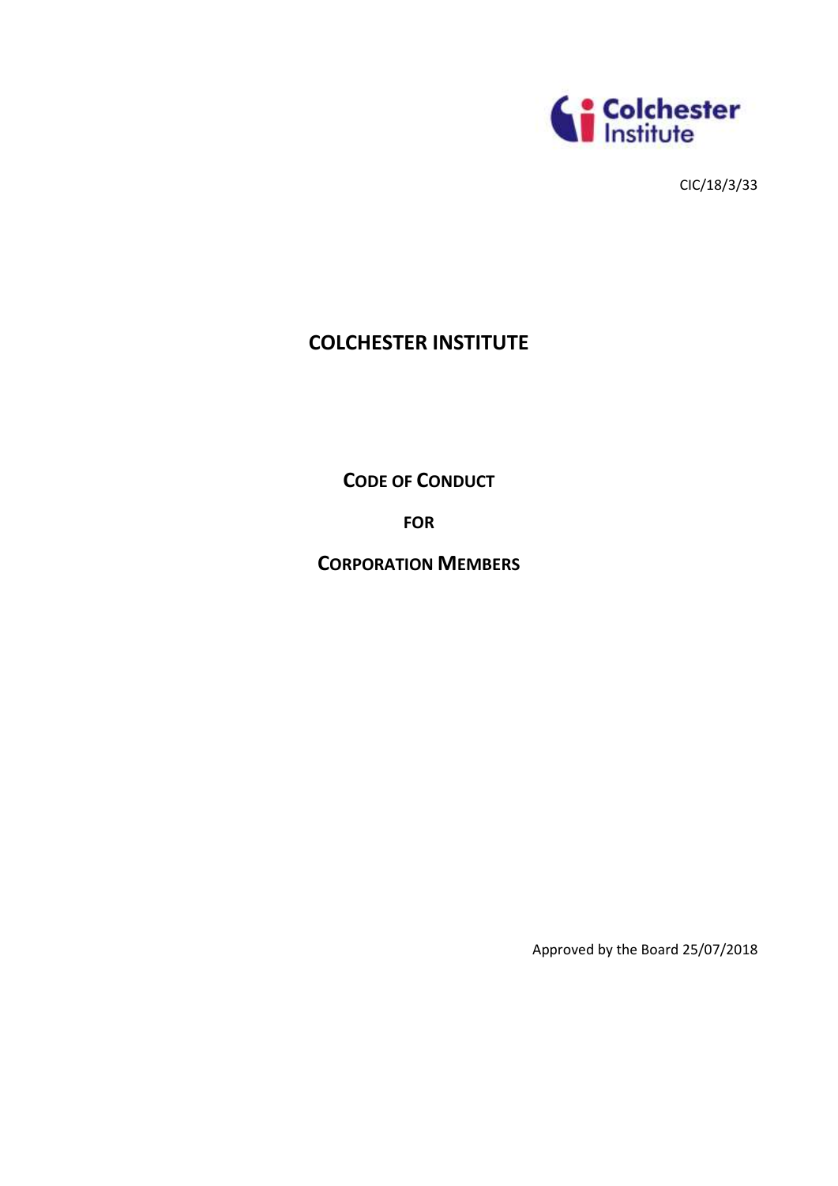CIC/18/3/33

# COLCHESTER INSTITUTE

## CODE OF CONDUCT

## FOR

## CORPORATION MEMBERS

Approved by the Board 25/07/2018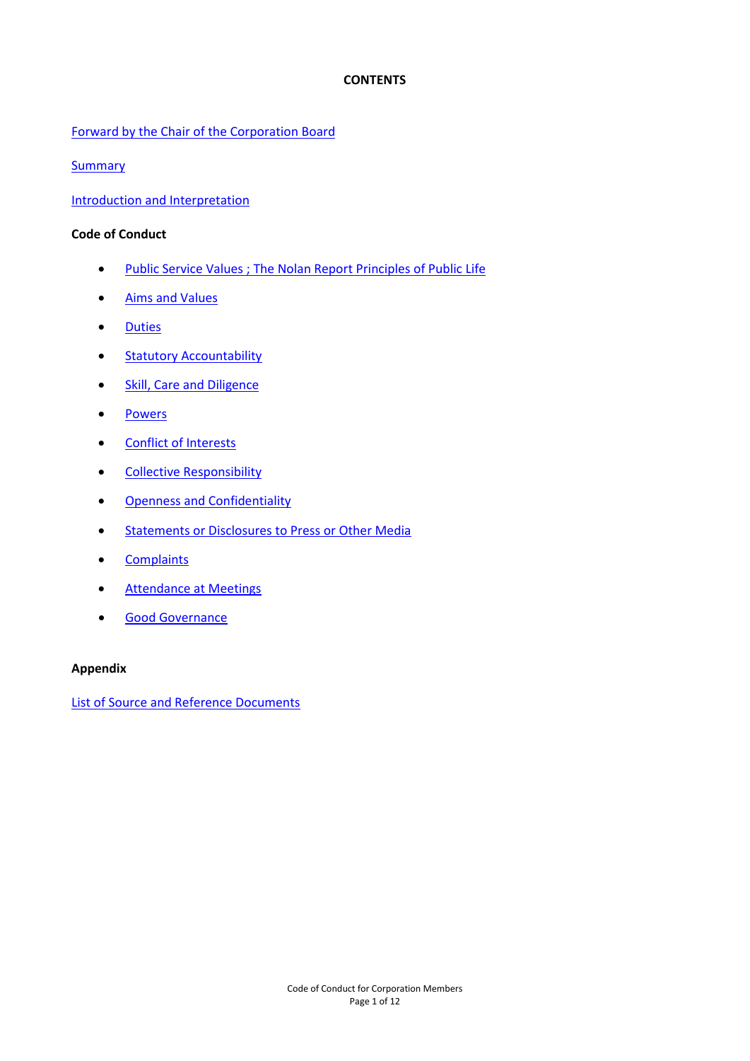# CONTENTS

Forward by the Chair of the Corporation Board

Summary

Introduction and Interpretation

**Code of Conduct**

- Public Service Values ; The Nolan Report Principles of Public Life
- Aims and Values
- Duties
- Statutory Accountability
- Skill, Care and Diligence
- Powers
- Conflict of Interests
- Collective Responsibility
- Openness and Confidentiality
- Statements or Disclosures to Press or Other Media
- Complaints
- Attendance at Meetings
- Good Governance

**Appendix**

List of Source and Reference Documents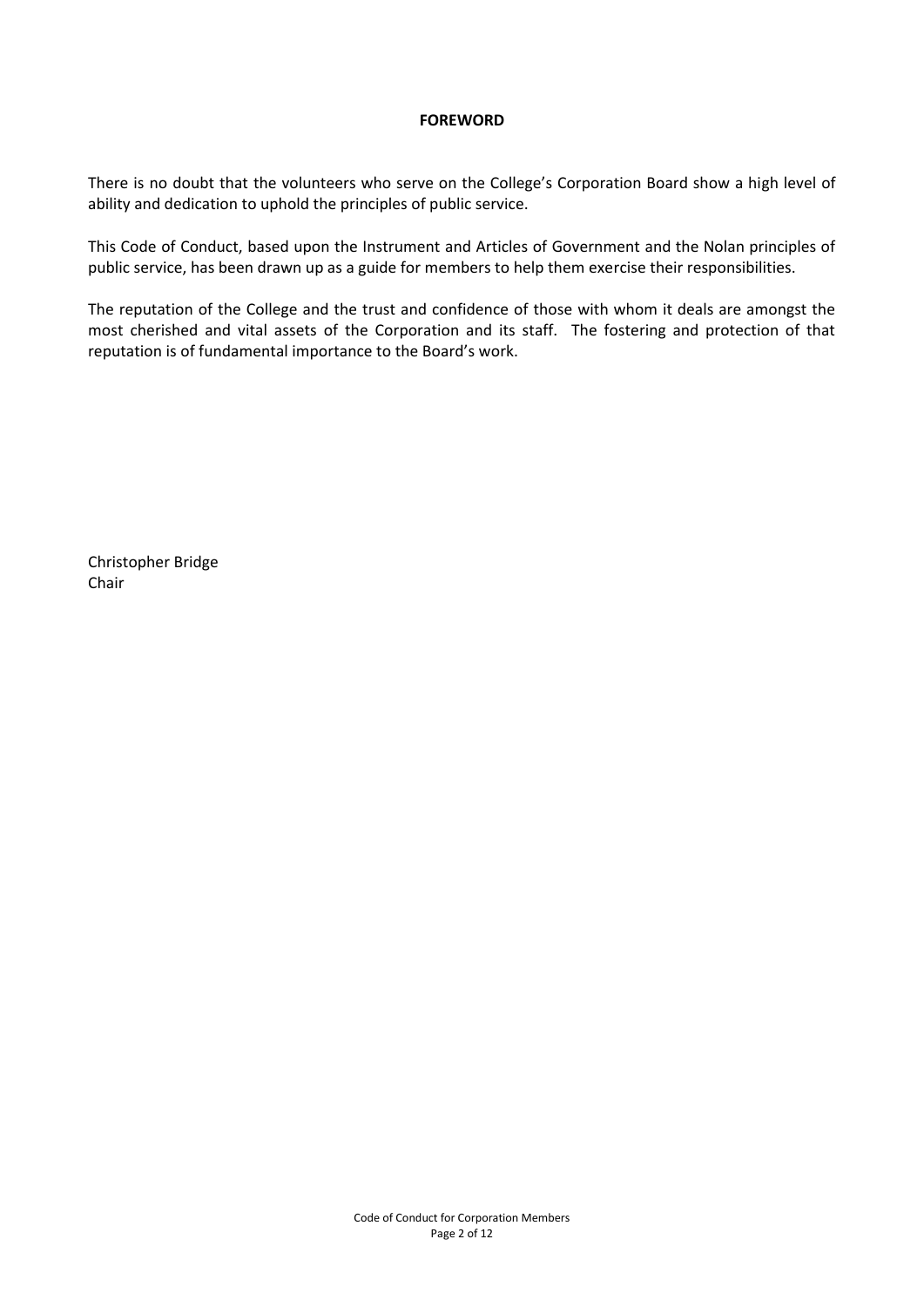## FOREWORD

There is no doubt that the volunteers who serve on the College's Corporation Board show a high level of ability and dedication to uphold the principles of public service.

This Code of Conduct, based upon the Instrument and Articles of Government and the Nolan principles of public service, has been drawn up as a guide for members to help them exercise their responsibilities.

The reputation of the College and the trust and confidence of those with whom it deals are amongst the most cherished and vital assets of the Corporation and its staff. The fostering and protection of that reputation is of fundamental importance to the Board's work.

Christopher Bridge  
Chair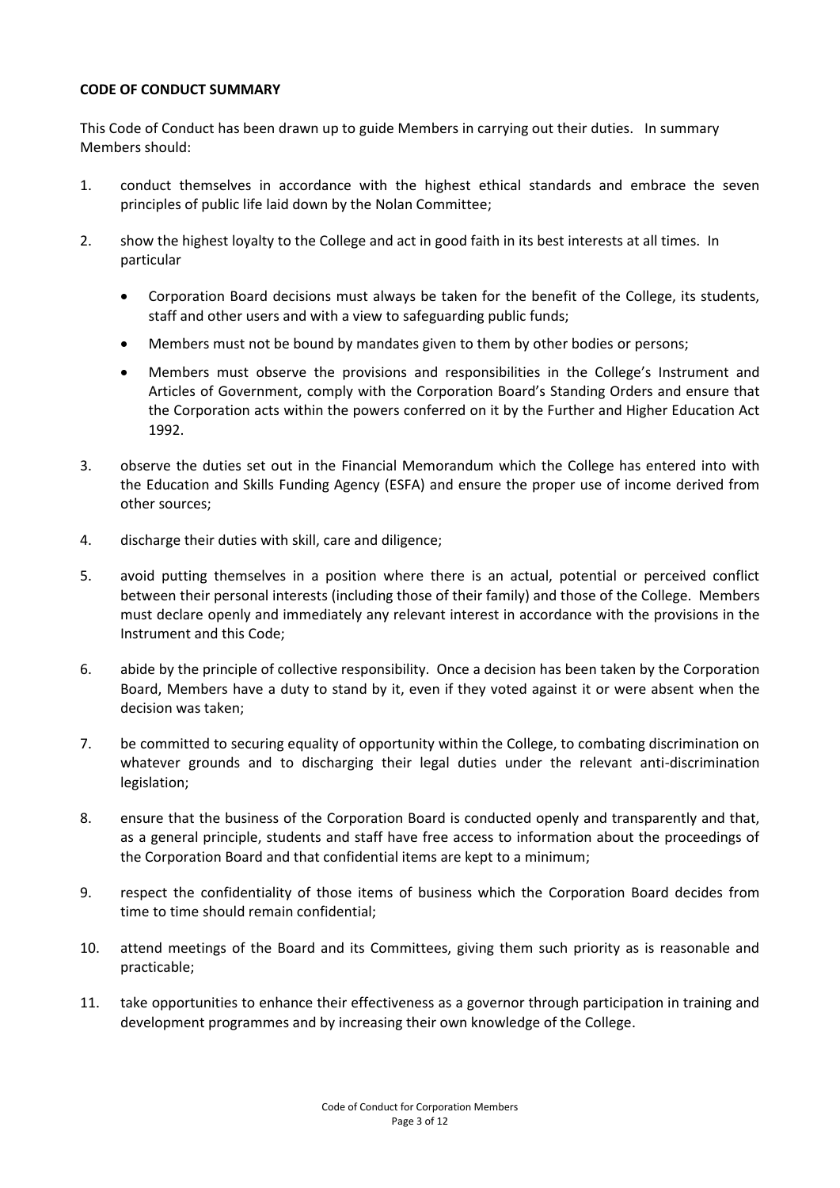**CODE OF CONDUCT SUMMARY**

This Code of Conduct has been drawn up to guide Members in carrying out their duties. In summary Members should:

1. conduct themselves in accordance with the highest ethical standards and embrace the seven principles of public life laid down by the Nolan Committee;

2. show the highest loyalty to the College and act in good faith in its best interests at all times. In particular

   - Corporation Board decisions must always be taken for the benefit of the College, its students, staff and other users and with a view to safeguarding public funds;
   - Members must not be bound by mandates given to them by other bodies or persons;
   - Members must observe the provisions and responsibilities in the College's Instrument and Articles of Government, comply with the Corporation Board's Standing Orders and ensure that the Corporation acts within the powers conferred on it by the Further and Higher Education Act 1992.

3. observe the duties set out in the Financial Memorandum which the College has entered into with the Education and Skills Funding Agency (ESFA) and ensure the proper use of income derived from other sources;

4. discharge their duties with skill, care and diligence;

5. avoid putting themselves in a position where there is an actual, potential or perceived conflict between their personal interests (including those of their family) and those of the College. Members must declare openly and immediately any relevant interest in accordance with the provisions in the Instrument and this Code;

6. abide by the principle of collective responsibility. Once a decision has been taken by the Corporation Board, Members have a duty to stand by it, even if they voted against it or were absent when the decision was taken;

7. be committed to securing equality of opportunity within the College, to combating discrimination on whatever grounds and to discharging their legal duties under the relevant anti-discrimination legislation;

8. ensure that the business of the Corporation Board is conducted openly and transparently and that, as a general principle, students and staff have free access to information about the proceedings of the Corporation Board and that confidential items are kept to a minimum;

9. respect the confidentiality of those items of business which the Corporation Board decides from time to time should remain confidential;

10. attend meetings of the Board and its Committees, giving them such priority as is reasonable and practicable;

11. take opportunities to enhance their effectiveness as a governor through participation in training and development programmes and by increasing their own knowledge of the College.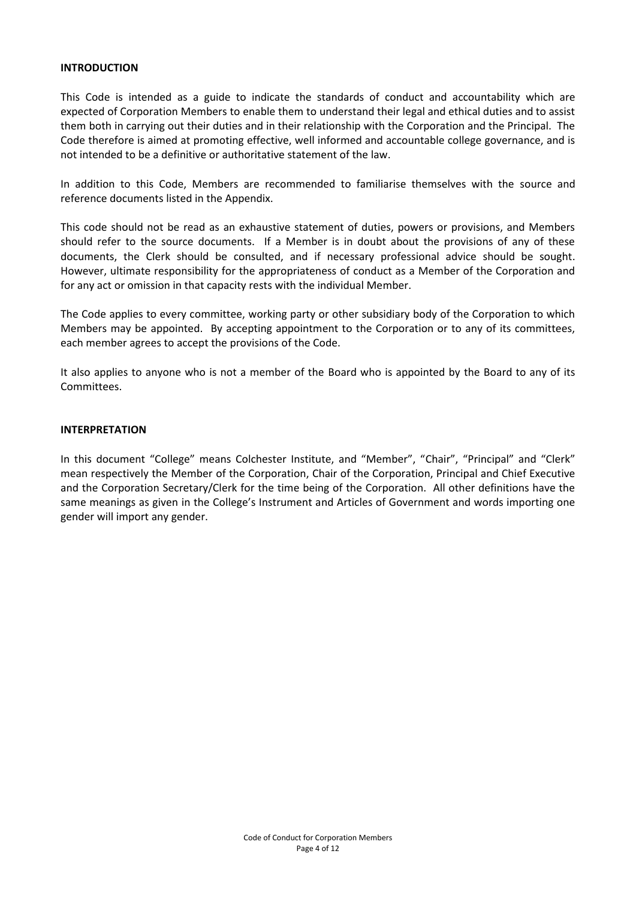## INTRODUCTION

This Code is intended as a guide to indicate the standards of conduct and accountability which are expected of Corporation Members to enable them to understand their legal and ethical duties and to assist them both in carrying out their duties and in their relationship with the Corporation and the Principal. The Code therefore is aimed at promoting effective, well informed and accountable college governance, and is not intended to be a definitive or authoritative statement of the law.

In addition to this Code, Members are recommended to familiarise themselves with the source and reference documents listed in the Appendix.

This code should not be read as an exhaustive statement of duties, powers or provisions, and Members should refer to the source documents. If a Member is in doubt about the provisions of any of these documents, the Clerk should be consulted, and if necessary professional advice should be sought. However, ultimate responsibility for the appropriateness of conduct as a Member of the Corporation and for any act or omission in that capacity rests with the individual Member.

The Code applies to every committee, working party or other subsidiary body of the Corporation to which Members may be appointed. By accepting appointment to the Corporation or to any of its committees, each member agrees to accept the provisions of the Code.

It also applies to anyone who is not a member of the Board who is appointed by the Board to any of its Committees.

## INTERPRETATION

In this document "College" means Colchester Institute, and "Member", "Chair", "Principal" and "Clerk" mean respectively the Member of the Corporation, Chair of the Corporation, Principal and Chief Executive and the Corporation Secretary/Clerk for the time being of the Corporation. All other definitions have the same meanings as given in the College's Instrument and Articles of Government and words importing one gender will import any gender.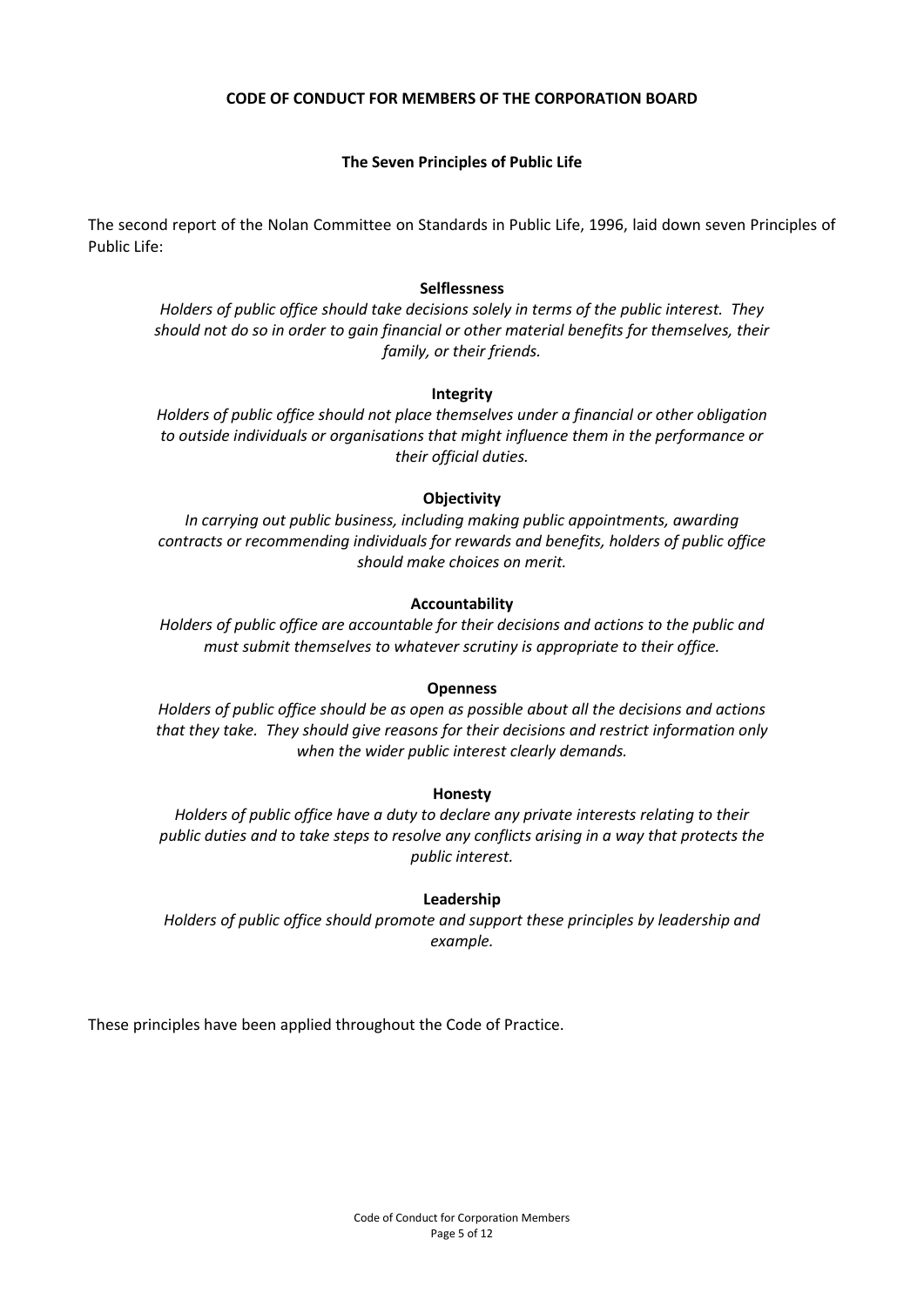**CODE OF CONDUCT FOR MEMBERS OF THE CORPORATION BOARD**

## The Seven Principles of Public Life

The second report of the Nolan Committee on Standards in Public Life, 1996, laid down seven Principles of Public Life:

**Selflessness**

*Holders of public office should take decisions solely in terms of the public interest. They should not do so in order to gain financial or other material benefits for themselves, their family, or their friends.*

**Integrity**

*Holders of public office should not place themselves under a financial or other obligation to outside individuals or organisations that might influence them in the performance or their official duties.*

**Objectivity**

*In carrying out public business, including making public appointments, awarding contracts or recommending individuals for rewards and benefits, holders of public office should make choices on merit.*

**Accountability**

*Holders of public office are accountable for their decisions and actions to the public and must submit themselves to whatever scrutiny is appropriate to their office.*

**Openness**

*Holders of public office should be as open as possible about all the decisions and actions that they take. They should give reasons for their decisions and restrict information only when the wider public interest clearly demands.*

**Honesty**

*Holders of public office have a duty to declare any private interests relating to their public duties and to take steps to resolve any conflicts arising in a way that protects the public interest.*

**Leadership**

*Holders of public office should promote and support these principles by leadership and example.*

These principles have been applied throughout the Code of Practice.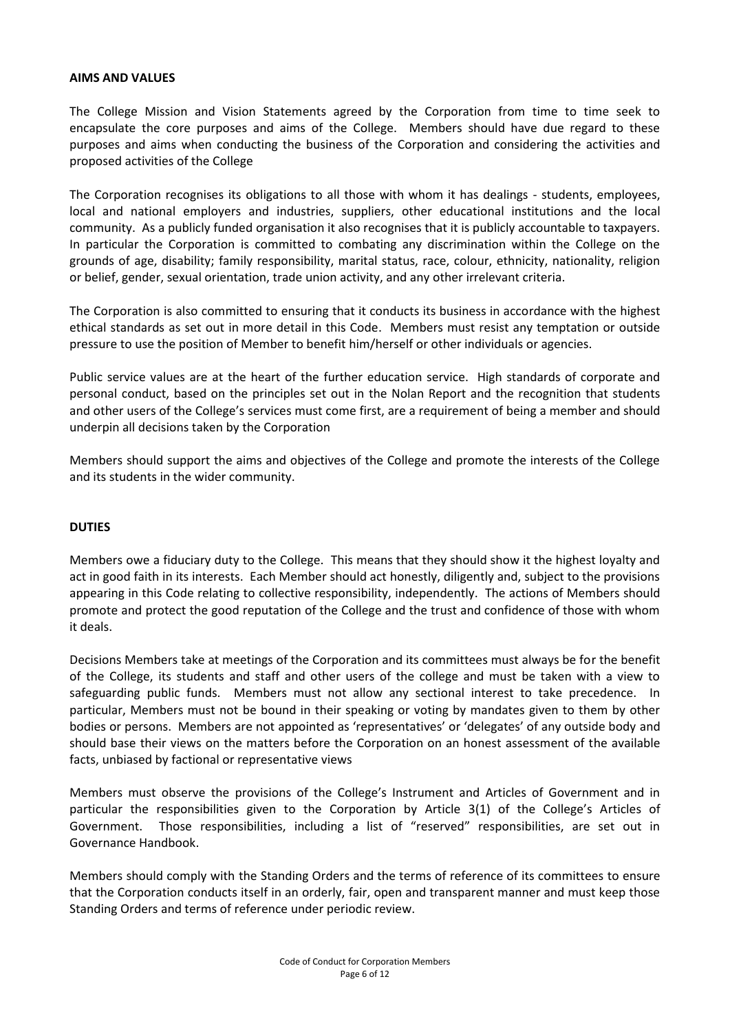**AIMS AND VALUES**

The College Mission and Vision Statements agreed by the Corporation from time to time seek to encapsulate the core purposes and aims of the College. Members should have due regard to these purposes and aims when conducting the business of the Corporation and considering the activities and proposed activities of the College

The Corporation recognises its obligations to all those with whom it has dealings - students, employees, local and national employers and industries, suppliers, other educational institutions and the local community. As a publicly funded organisation it also recognises that it is publicly accountable to taxpayers. In particular the Corporation is committed to combating any discrimination within the College on the grounds of age, disability; family responsibility, marital status, race, colour, ethnicity, nationality, religion or belief, gender, sexual orientation, trade union activity, and any other irrelevant criteria.

The Corporation is also committed to ensuring that it conducts its business in accordance with the highest ethical standards as set out in more detail in this Code. Members must resist any temptation or outside pressure to use the position of Member to benefit him/herself or other individuals or agencies.

Public service values are at the heart of the further education service. High standards of corporate and personal conduct, based on the principles set out in the Nolan Report and the recognition that students and other users of the College's services must come first, are a requirement of being a member and should underpin all decisions taken by the Corporation

Members should support the aims and objectives of the College and promote the interests of the College and its students in the wider community.

**DUTIES**

Members owe a fiduciary duty to the College. This means that they should show it the highest loyalty and act in good faith in its interests. Each Member should act honestly, diligently and, subject to the provisions appearing in this Code relating to collective responsibility, independently. The actions of Members should promote and protect the good reputation of the College and the trust and confidence of those with whom it deals.

Decisions Members take at meetings of the Corporation and its committees must always be for the benefit of the College, its students and staff and other users of the college and must be taken with a view to safeguarding public funds. Members must not allow any sectional interest to take precedence. In particular, Members must not be bound in their speaking or voting by mandates given to them by other bodies or persons. Members are not appointed as 'representatives' or 'delegates' of any outside body and should base their views on the matters before the Corporation on an honest assessment of the available facts, unbiased by factional or representative views

Members must observe the provisions of the College's Instrument and Articles of Government and in particular the responsibilities given to the Corporation by Article 3(1) of the College's Articles of Government. Those responsibilities, including a list of "reserved" responsibilities, are set out in Governance Handbook.

Members should comply with the Standing Orders and the terms of reference of its committees to ensure that the Corporation conducts itself in an orderly, fair, open and transparent manner and must keep those Standing Orders and terms of reference under periodic review.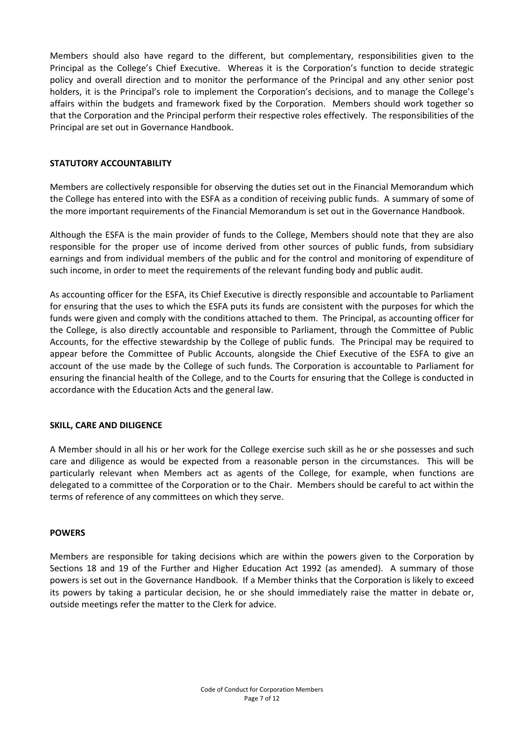Members should also have regard to the different, but complementary, responsibilities given to the Principal as the College's Chief Executive. Whereas it is the Corporation's function to decide strategic policy and overall direction and to monitor the performance of the Principal and any other senior post holders, it is the Principal's role to implement the Corporation's decisions, and to manage the College's affairs within the budgets and framework fixed by the Corporation. Members should work together so that the Corporation and the Principal perform their respective roles effectively. The responsibilities of the Principal are set out in Governance Handbook.

**STATUTORY ACCOUNTABILITY**

Members are collectively responsible for observing the duties set out in the Financial Memorandum which the College has entered into with the ESFA as a condition of receiving public funds. A summary of some of the more important requirements of the Financial Memorandum is set out in the Governance Handbook.

Although the ESFA is the main provider of funds to the College, Members should note that they are also responsible for the proper use of income derived from other sources of public funds, from subsidiary earnings and from individual members of the public and for the control and monitoring of expenditure of such income, in order to meet the requirements of the relevant funding body and public audit.

As accounting officer for the ESFA, its Chief Executive is directly responsible and accountable to Parliament for ensuring that the uses to which the ESFA puts its funds are consistent with the purposes for which the funds were given and comply with the conditions attached to them. The Principal, as accounting officer for the College, is also directly accountable and responsible to Parliament, through the Committee of Public Accounts, for the effective stewardship by the College of public funds. The Principal may be required to appear before the Committee of Public Accounts, alongside the Chief Executive of the ESFA to give an account of the use made by the College of such funds. The Corporation is accountable to Parliament for ensuring the financial health of the College, and to the Courts for ensuring that the College is conducted in accordance with the Education Acts and the general law.

**SKILL, CARE AND DILIGENCE**

A Member should in all his or her work for the College exercise such skill as he or she possesses and such care and diligence as would be expected from a reasonable person in the circumstances. This will be particularly relevant when Members act as agents of the College, for example, when functions are delegated to a committee of the Corporation or to the Chair. Members should be careful to act within the terms of reference of any committees on which they serve.

**POWERS**

Members are responsible for taking decisions which are within the powers given to the Corporation by Sections 18 and 19 of the Further and Higher Education Act 1992 (as amended). A summary of those powers is set out in the Governance Handbook. If a Member thinks that the Corporation is likely to exceed its powers by taking a particular decision, he or she should immediately raise the matter in debate or, outside meetings refer the matter to the Clerk for advice.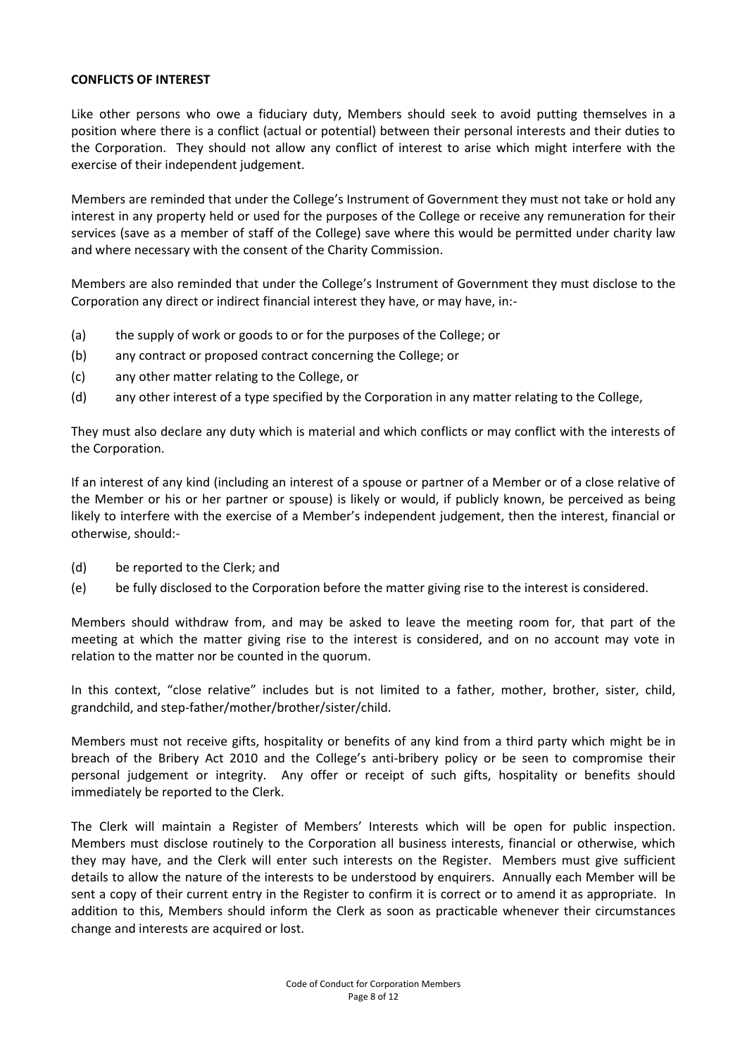**CONFLICTS OF INTEREST**

Like other persons who owe a fiduciary duty, Members should seek to avoid putting themselves in a position where there is a conflict (actual or potential) between their personal interests and their duties to the Corporation. They should not allow any conflict of interest to arise which might interfere with the exercise of their independent judgement.

Members are reminded that under the College's Instrument of Government they must not take or hold any interest in any property held or used for the purposes of the College or receive any remuneration for their services (save as a member of staff of the College) save where this would be permitted under charity law and where necessary with the consent of the Charity Commission.

Members are also reminded that under the College's Instrument of Government they must disclose to the Corporation any direct or indirect financial interest they have, or may have, in:-

(a) the supply of work or goods to or for the purposes of the College; or

(b) any contract or proposed contract concerning the College; or

(c) any other matter relating to the College, or

(d) any other interest of a type specified by the Corporation in any matter relating to the College,

They must also declare any duty which is material and which conflicts or may conflict with the interests of the Corporation.

If an interest of any kind (including an interest of a spouse or partner of a Member or of a close relative of the Member or his or her partner or spouse) is likely or would, if publicly known, be perceived as being likely to interfere with the exercise of a Member's independent judgement, then the interest, financial or otherwise, should:-

(d) be reported to the Clerk; and

(e) be fully disclosed to the Corporation before the matter giving rise to the interest is considered.

Members should withdraw from, and may be asked to leave the meeting room for, that part of the meeting at which the matter giving rise to the interest is considered, and on no account may vote in relation to the matter nor be counted in the quorum.

In this context, "close relative" includes but is not limited to a father, mother, brother, sister, child, grandchild, and step-father/mother/brother/sister/child.

Members must not receive gifts, hospitality or benefits of any kind from a third party which might be in breach of the Bribery Act 2010 and the College's anti-bribery policy or be seen to compromise their personal judgement or integrity. Any offer or receipt of such gifts, hospitality or benefits should immediately be reported to the Clerk.

The Clerk will maintain a Register of Members' Interests which will be open for public inspection. Members must disclose routinely to the Corporation all business interests, financial or otherwise, which they may have, and the Clerk will enter such interests on the Register. Members must give sufficient details to allow the nature of the interests to be understood by enquirers. Annually each Member will be sent a copy of their current entry in the Register to confirm it is correct or to amend it as appropriate. In addition to this, Members should inform the Clerk as soon as practicable whenever their circumstances change and interests are acquired or lost.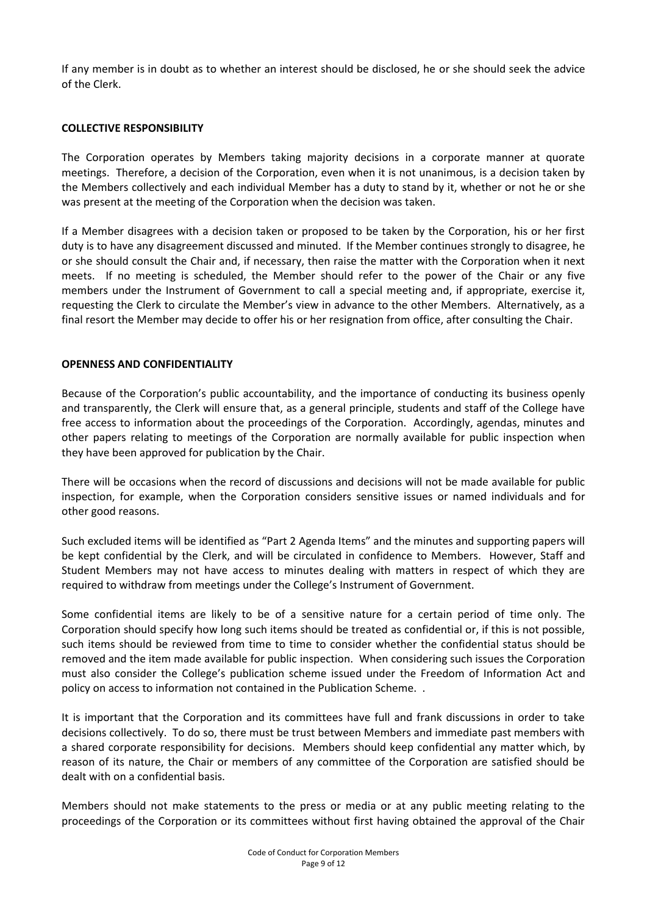If any member is in doubt as to whether an interest should be disclosed, he or she should seek the advice of the Clerk.

**COLLECTIVE RESPONSIBILITY**

The Corporation operates by Members taking majority decisions in a corporate manner at quorate meetings. Therefore, a decision of the Corporation, even when it is not unanimous, is a decision taken by the Members collectively and each individual Member has a duty to stand by it, whether or not he or she was present at the meeting of the Corporation when the decision was taken.

If a Member disagrees with a decision taken or proposed to be taken by the Corporation, his or her first duty is to have any disagreement discussed and minuted. If the Member continues strongly to disagree, he or she should consult the Chair and, if necessary, then raise the matter with the Corporation when it next meets. If no meeting is scheduled, the Member should refer to the power of the Chair or any five members under the Instrument of Government to call a special meeting and, if appropriate, exercise it, requesting the Clerk to circulate the Member's view in advance to the other Members. Alternatively, as a final resort the Member may decide to offer his or her resignation from office, after consulting the Chair.

**OPENNESS AND CONFIDENTIALITY**

Because of the Corporation's public accountability, and the importance of conducting its business openly and transparently, the Clerk will ensure that, as a general principle, students and staff of the College have free access to information about the proceedings of the Corporation. Accordingly, agendas, minutes and other papers relating to meetings of the Corporation are normally available for public inspection when they have been approved for publication by the Chair.

There will be occasions when the record of discussions and decisions will not be made available for public inspection, for example, when the Corporation considers sensitive issues or named individuals and for other good reasons.

Such excluded items will be identified as "Part 2 Agenda Items" and the minutes and supporting papers will be kept confidential by the Clerk, and will be circulated in confidence to Members. However, Staff and Student Members may not have access to minutes dealing with matters in respect of which they are required to withdraw from meetings under the College's Instrument of Government.

Some confidential items are likely to be of a sensitive nature for a certain period of time only. The Corporation should specify how long such items should be treated as confidential or, if this is not possible, such items should be reviewed from time to time to consider whether the confidential status should be removed and the item made available for public inspection. When considering such issues the Corporation must also consider the College's publication scheme issued under the Freedom of Information Act and policy on access to information not contained in the Publication Scheme. .

It is important that the Corporation and its committees have full and frank discussions in order to take decisions collectively. To do so, there must be trust between Members and immediate past members with a shared corporate responsibility for decisions. Members should keep confidential any matter which, by reason of its nature, the Chair or members of any committee of the Corporation are satisfied should be dealt with on a confidential basis.

Members should not make statements to the press or media or at any public meeting relating to the proceedings of the Corporation or its committees without first having obtained the approval of the Chair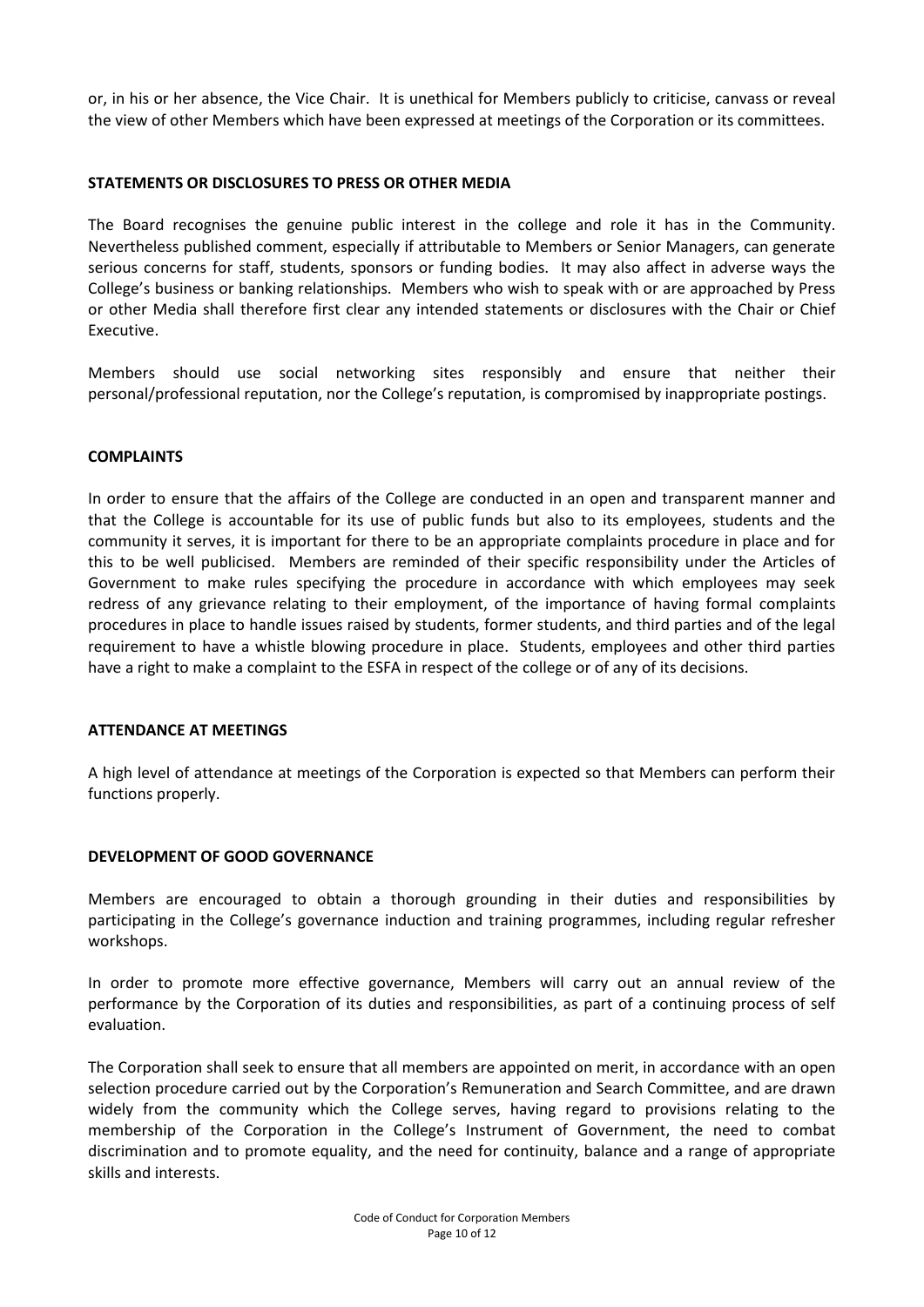or, in his or her absence, the Vice Chair. It is unethical for Members publicly to criticise, canvass or reveal the view of other Members which have been expressed at meetings of the Corporation or its committees.

**STATEMENTS OR DISCLOSURES TO PRESS OR OTHER MEDIA**

The Board recognises the genuine public interest in the college and role it has in the Community. Nevertheless published comment, especially if attributable to Members or Senior Managers, can generate serious concerns for staff, students, sponsors or funding bodies. It may also affect in adverse ways the College's business or banking relationships. Members who wish to speak with or are approached by Press or other Media shall therefore first clear any intended statements or disclosures with the Chair or Chief Executive.

Members should use social networking sites responsibly and ensure that neither their personal/professional reputation, nor the College's reputation, is compromised by inappropriate postings.

**COMPLAINTS**

In order to ensure that the affairs of the College are conducted in an open and transparent manner and that the College is accountable for its use of public funds but also to its employees, students and the community it serves, it is important for there to be an appropriate complaints procedure in place and for this to be well publicised. Members are reminded of their specific responsibility under the Articles of Government to make rules specifying the procedure in accordance with which employees may seek redress of any grievance relating to their employment, of the importance of having formal complaints procedures in place to handle issues raised by students, former students, and third parties and of the legal requirement to have a whistle blowing procedure in place. Students, employees and other third parties have a right to make a complaint to the ESFA in respect of the college or of any of its decisions.

**ATTENDANCE AT MEETINGS**

A high level of attendance at meetings of the Corporation is expected so that Members can perform their functions properly.

**DEVELOPMENT OF GOOD GOVERNANCE**

Members are encouraged to obtain a thorough grounding in their duties and responsibilities by participating in the College's governance induction and training programmes, including regular refresher workshops.

In order to promote more effective governance, Members will carry out an annual review of the performance by the Corporation of its duties and responsibilities, as part of a continuing process of self evaluation.

The Corporation shall seek to ensure that all members are appointed on merit, in accordance with an open selection procedure carried out by the Corporation's Remuneration and Search Committee, and are drawn widely from the community which the College serves, having regard to provisions relating to the membership of the Corporation in the College's Instrument of Government, the need to combat discrimination and to promote equality, and the need for continuity, balance and a range of appropriate skills and interests.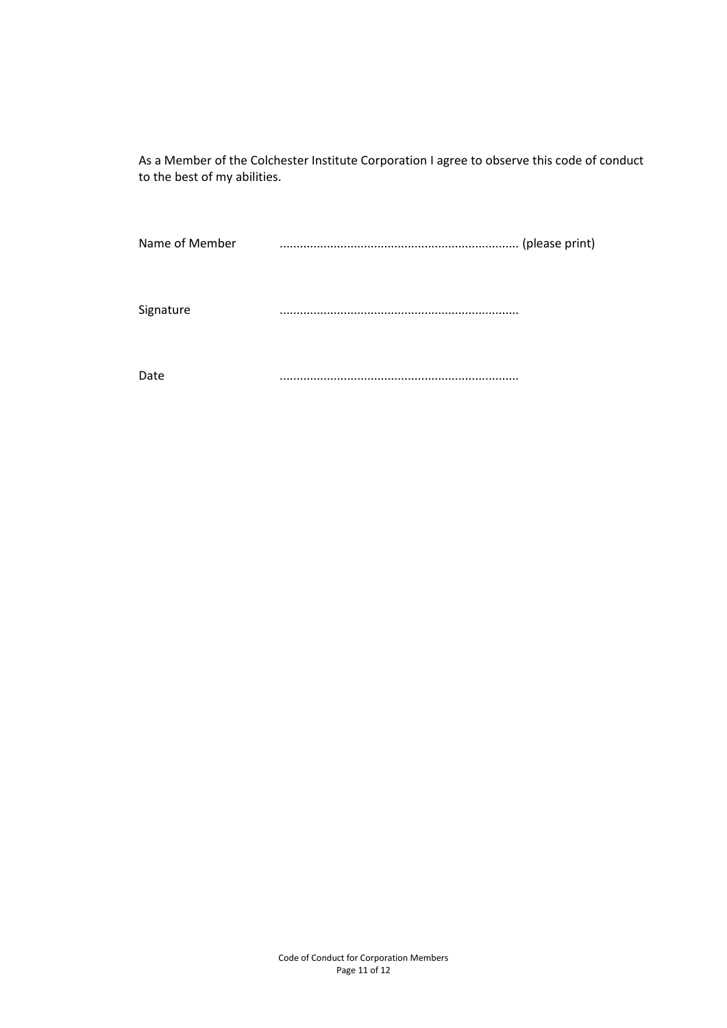As a Member of the Colchester Institute Corporation I agree to observe this code of conduct to the best of my abilities.

Name of Member ...................................................................... (please print)

Signature ......................................................................

Date ......................................................................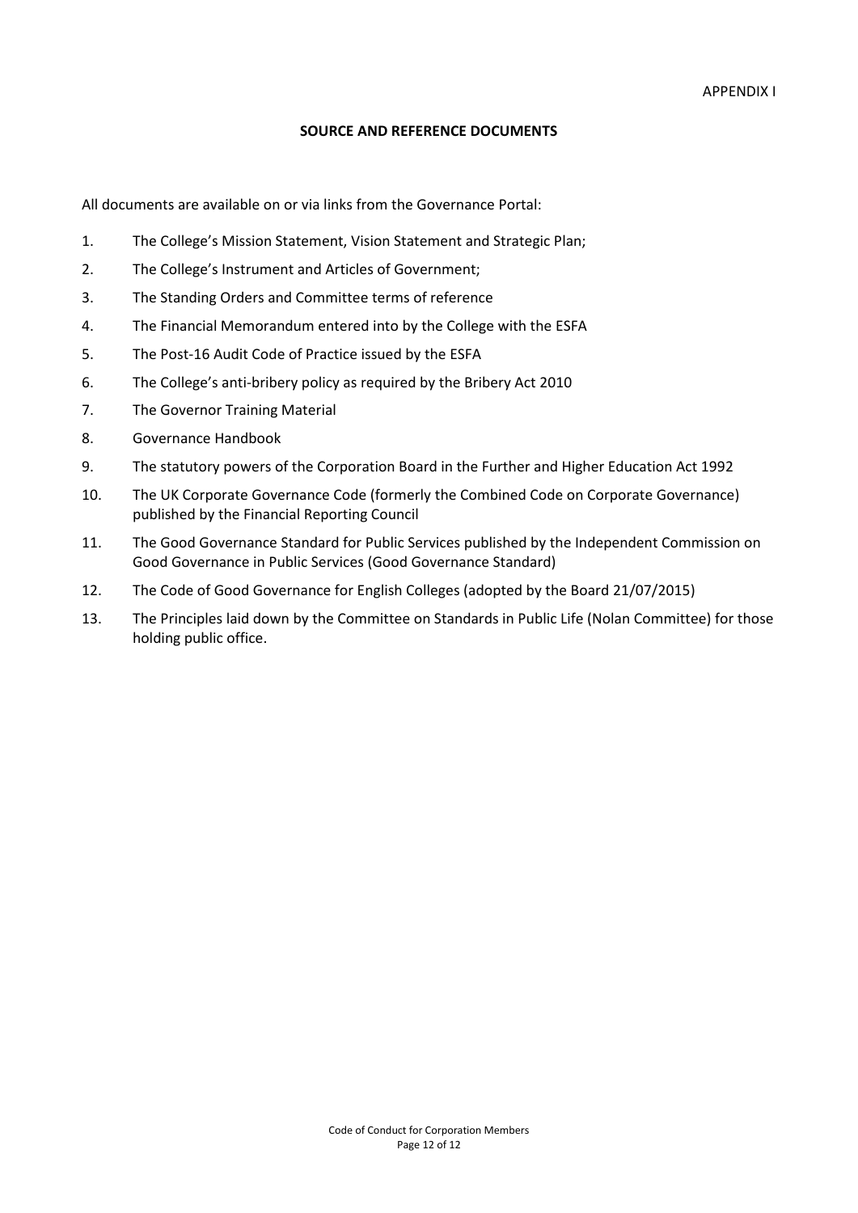APPENDIX I

## SOURCE AND REFERENCE DOCUMENTS

All documents are available on or via links from the Governance Portal:

1. The College's Mission Statement, Vision Statement and Strategic Plan;
2. The College's Instrument and Articles of Government;
3. The Standing Orders and Committee terms of reference
4. The Financial Memorandum entered into by the College with the ESFA
5. The Post-16 Audit Code of Practice issued by the ESFA
6. The College's anti-bribery policy as required by the Bribery Act 2010
7. The Governor Training Material
8. Governance Handbook
9. The statutory powers of the Corporation Board in the Further and Higher Education Act 1992
10. The UK Corporate Governance Code (formerly the Combined Code on Corporate Governance) published by the Financial Reporting Council
11. The Good Governance Standard for Public Services published by the Independent Commission on Good Governance in Public Services (Good Governance Standard)
12. The Code of Good Governance for English Colleges (adopted by the Board 21/07/2015)
13. The Principles laid down by the Committee on Standards in Public Life (Nolan Committee) for those holding public office.